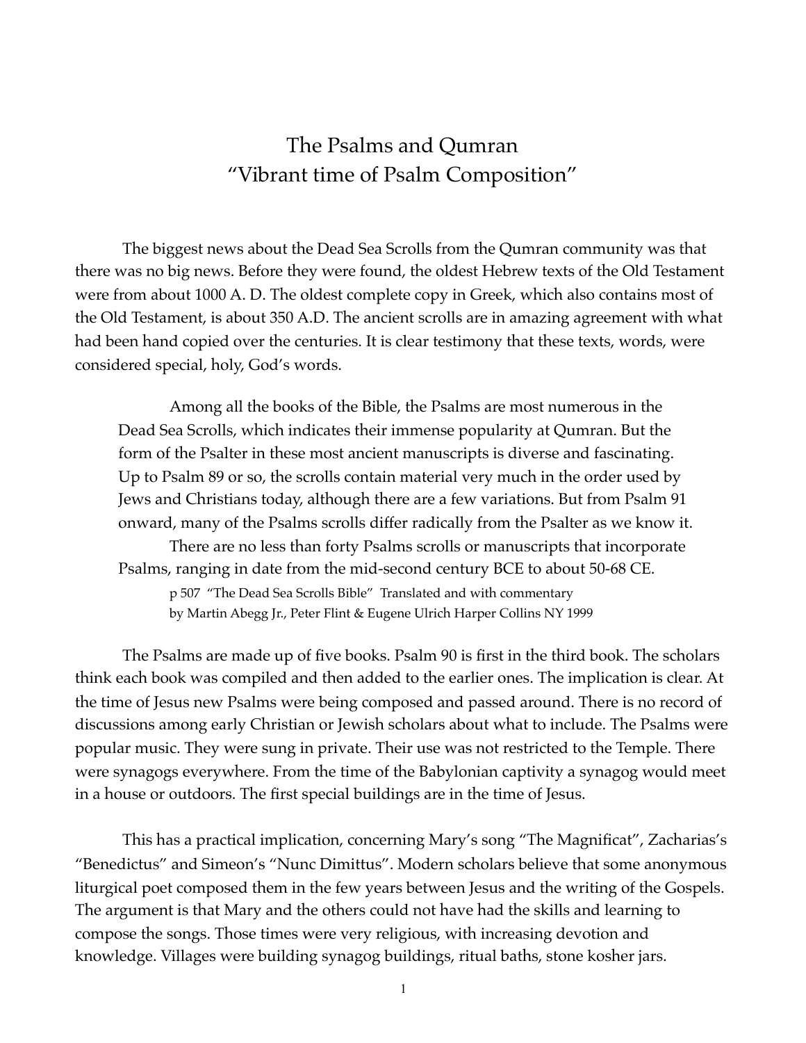# The Psalms and Qumran
# "Vibrant time of Psalm Composition"

The biggest news about the Dead Sea Scrolls from the Qumran community was that there was no big news. Before they were found, the oldest Hebrew texts of the Old Testament were from about 1000 A. D. The oldest complete copy in Greek, which also contains most of the Old Testament, is about 350 A.D. The ancient scrolls are in amazing agreement with what had been hand copied over the centuries. It is clear testimony that these texts, words, were considered special, holy, God's words.

> Among all the books of the Bible, the Psalms are most numerous in the Dead Sea Scrolls, which indicates their immense popularity at Qumran. But the form of the Psalter in these most ancient manuscripts is diverse and fascinating. Up to Psalm 89 or so, the scrolls contain material very much in the order used by Jews and Christians today, although there are a few variations. But from Psalm 91 onward, many of the Psalms scrolls differ radically from the Psalter as we know it.
>
> There are no less than forty Psalms scrolls or manuscripts that incorporate Psalms, ranging in date from the mid-second century BCE to about 50-68 CE.
>
> p 507 "The Dead Sea Scrolls Bible" Translated and with commentary by Martin Abegg Jr., Peter Flint & Eugene Ulrich Harper Collins NY 1999

The Psalms are made up of five books. Psalm 90 is first in the third book. The scholars think each book was compiled and then added to the earlier ones. The implication is clear. At the time of Jesus new Psalms were being composed and passed around. There is no record of discussions among early Christian or Jewish scholars about what to include. The Psalms were popular music. They were sung in private. Their use was not restricted to the Temple. There were synagogs everywhere. From the time of the Babylonian captivity a synagog would meet in a house or outdoors. The first special buildings are in the time of Jesus.

This has a practical implication, concerning Mary's song "The Magnificat", Zacharias's "Benedictus" and Simeon's "Nunc Dimittus". Modern scholars believe that some anonymous liturgical poet composed them in the few years between Jesus and the writing of the Gospels. The argument is that Mary and the others could not have had the skills and learning to compose the songs. Those times were very religious, with increasing devotion and knowledge. Villages were building synagog buildings, ritual baths, stone kosher jars.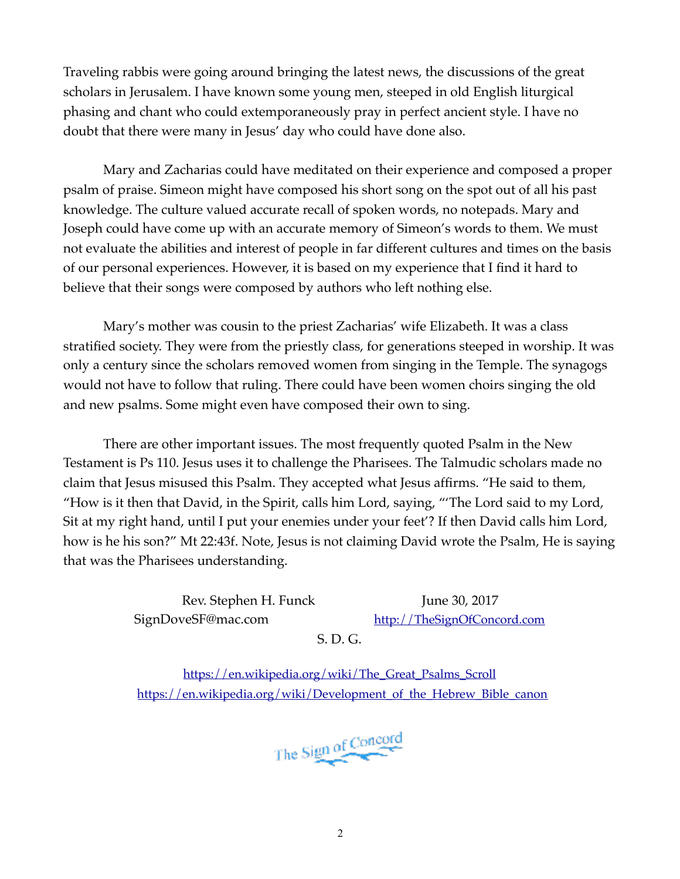Traveling rabbis were going around bringing the latest news, the discussions of the great scholars in Jerusalem. I have known some young men, steeped in old English liturgical phasing and chant who could extemporaneously pray in perfect ancient style. I have no doubt that there were many in Jesus' day who could have done also.

Mary and Zacharias could have meditated on their experience and composed a proper psalm of praise. Simeon might have composed his short song on the spot out of all his past knowledge. The culture valued accurate recall of spoken words, no notepads. Mary and Joseph could have come up with an accurate memory of Simeon's words to them. We must not evaluate the abilities and interest of people in far different cultures and times on the basis of our personal experiences. However, it is based on my experience that I find it hard to believe that their songs were composed by authors who left nothing else.

Mary's mother was cousin to the priest Zacharias' wife Elizabeth. It was a class stratified society. They were from the priestly class, for generations steeped in worship. It was only a century since the scholars removed women from singing in the Temple. The synagogs would not have to follow that ruling. There could have been women choirs singing the old and new psalms. Some might even have composed their own to sing.

There are other important issues. The most frequently quoted Psalm in the New Testament is Ps 110. Jesus uses it to challenge the Pharisees. The Talmudic scholars made no claim that Jesus misused this Psalm. They accepted what Jesus affirms. "He said to them, "How is it then that David, in the Spirit, calls him Lord, saying, "'The Lord said to my Lord, Sit at my right hand, until I put your enemies under your feet'? If then David calls him Lord, how is he his son?" Mt 22:43f. Note, Jesus is not claiming David wrote the Psalm, He is saying that was the Pharisees understanding.

Rev. Stephen H. Funck — June 30, 2017
SignDoveSF@mac.com — http://TheSignOfConcord.com

S. D. G.

https://en.wikipedia.org/wiki/The_Great_Psalms_Scroll
https://en.wikipedia.org/wiki/Development_of_the_Hebrew_Bible_canon

The Sign of Concord